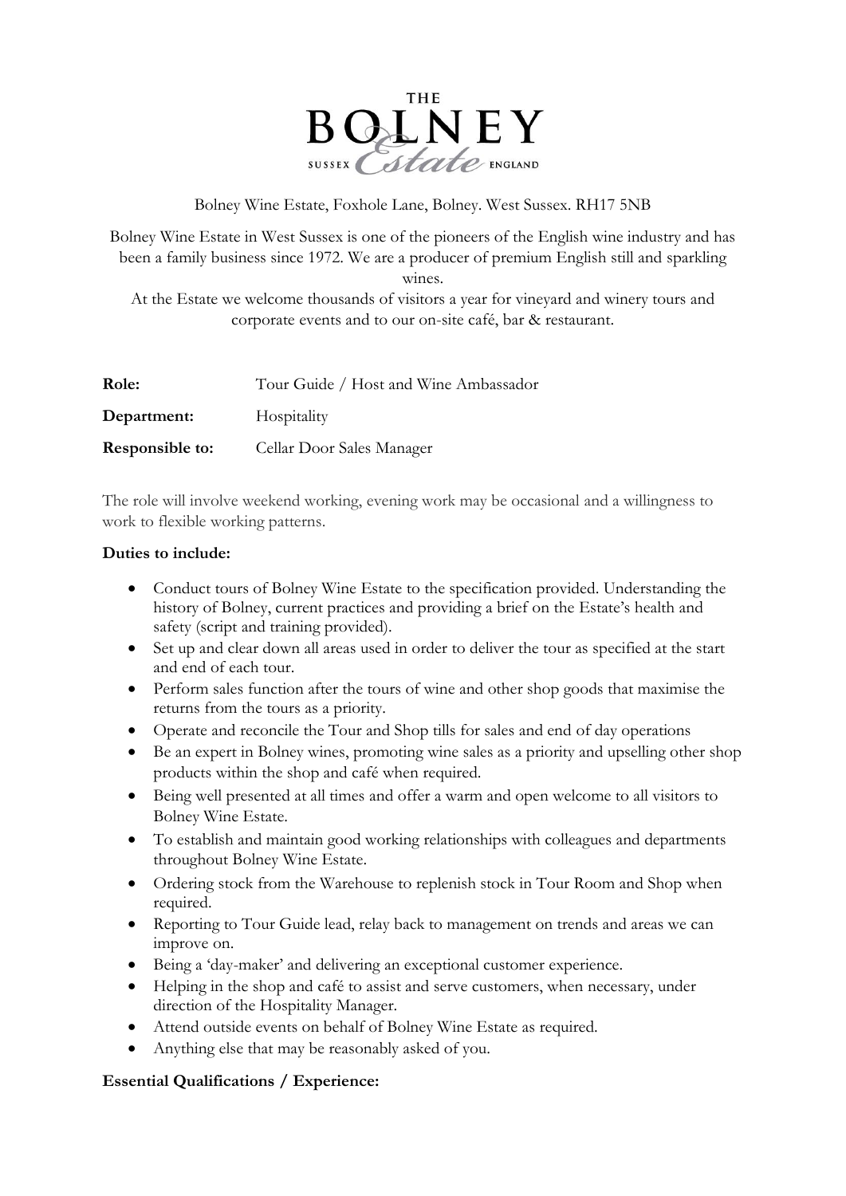THE BOLNEY Estate SUSSEX ENGLAND

Bolney Wine Estate, Foxhole Lane, Bolney. West Sussex. RH17 5NB

Bolney Wine Estate in West Sussex is one of the pioneers of the English wine industry and has been a family business since 1972. We are a producer of premium English still and sparkling wines.

At the Estate we welcome thousands of visitors a year for vineyard and winery tours and corporate events and to our on-site café, bar & restaurant.

| | |
|---|---|
| **Role:** | Tour Guide / Host and Wine Ambassador |
| **Department:** | Hospitality |
| **Responsible to:** | Cellar Door Sales Manager |

The role will involve weekend working, evening work may be occasional and a willingness to work to flexible working patterns.

**Duties to include:**

- Conduct tours of Bolney Wine Estate to the specification provided. Understanding the history of Bolney, current practices and providing a brief on the Estate's health and safety (script and training provided).
- Set up and clear down all areas used in order to deliver the tour as specified at the start and end of each tour.
- Perform sales function after the tours of wine and other shop goods that maximise the returns from the tours as a priority.
- Operate and reconcile the Tour and Shop tills for sales and end of day operations
- Be an expert in Bolney wines, promoting wine sales as a priority and upselling other shop products within the shop and café when required.
- Being well presented at all times and offer a warm and open welcome to all visitors to Bolney Wine Estate.
- To establish and maintain good working relationships with colleagues and departments throughout Bolney Wine Estate.
- Ordering stock from the Warehouse to replenish stock in Tour Room and Shop when required.
- Reporting to Tour Guide lead, relay back to management on trends and areas we can improve on.
- Being a 'day-maker' and delivering an exceptional customer experience.
- Helping in the shop and café to assist and serve customers, when necessary, under direction of the Hospitality Manager.
- Attend outside events on behalf of Bolney Wine Estate as required.
- Anything else that may be reasonably asked of you.

**Essential Qualifications / Experience:**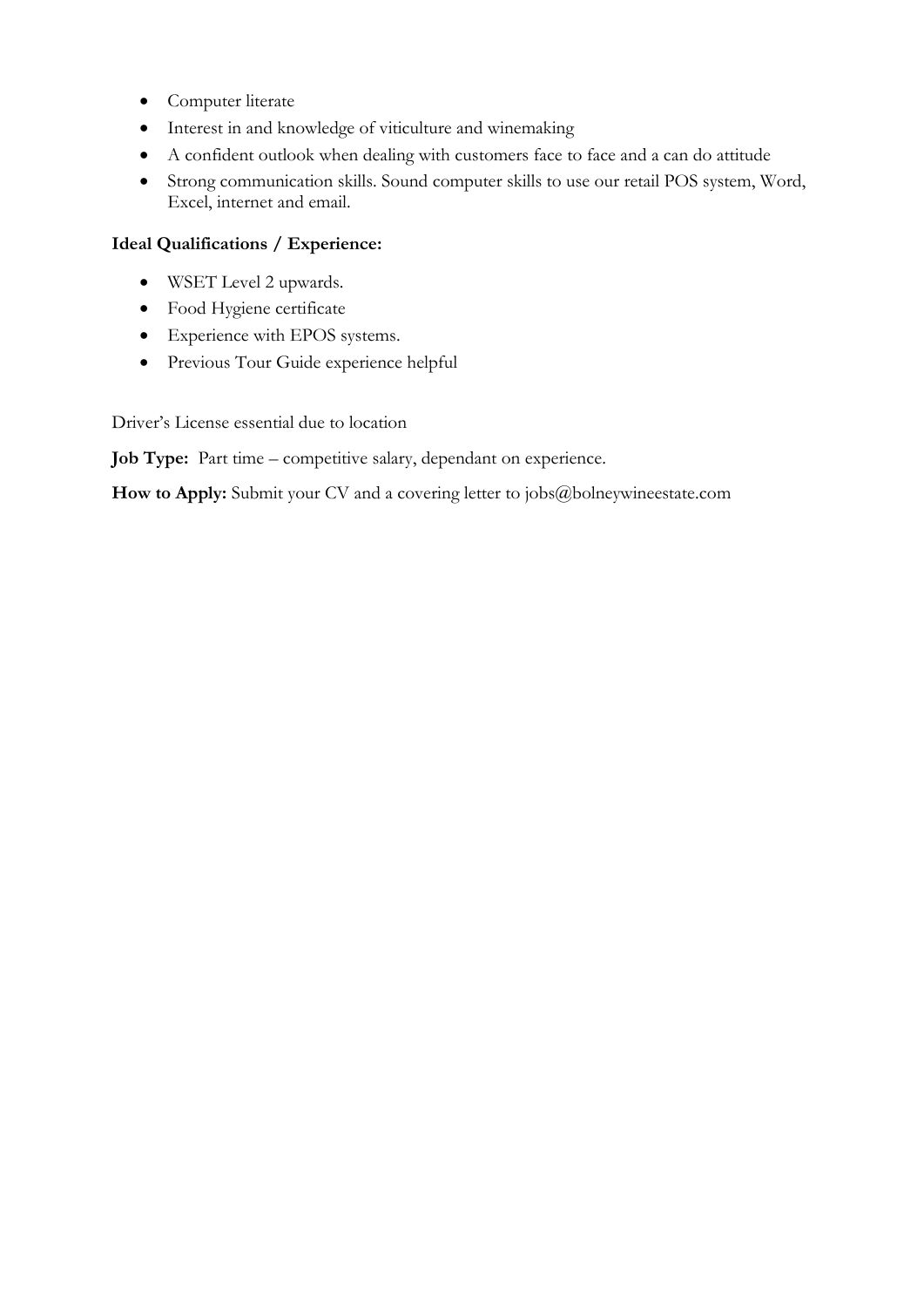- Computer literate
- Interest in and knowledge of viticulture and winemaking
- A confident outlook when dealing with customers face to face and a can do attitude
- Strong communication skills. Sound computer skills to use our retail POS system, Word, Excel, internet and email.

**Ideal Qualifications / Experience:**

- WSET Level 2 upwards.
- Food Hygiene certificate
- Experience with EPOS systems.
- Previous Tour Guide experience helpful

Driver's License essential due to location

**Job Type:** Part time – competitive salary, dependant on experience.

**How to Apply:** Submit your CV and a covering letter to jobs@bolneywineestate.com